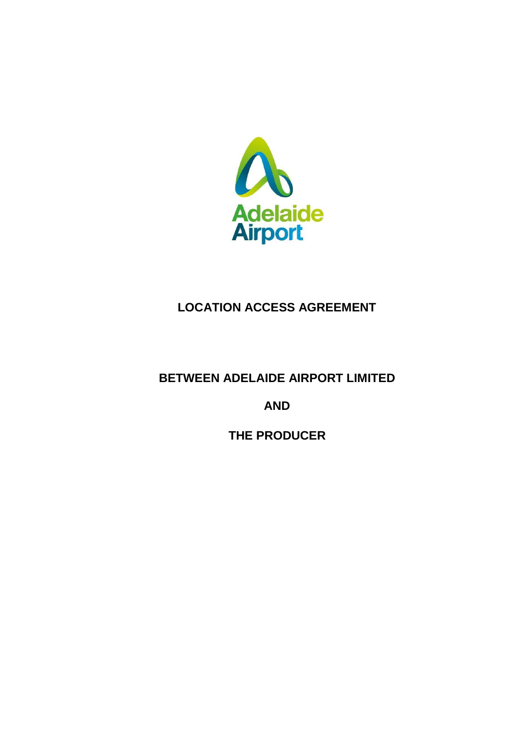Adelaide Airport

# LOCATION ACCESS AGREEMENT

## BETWEEN ADELAIDE AIRPORT LIMITED

## AND

## THE PRODUCER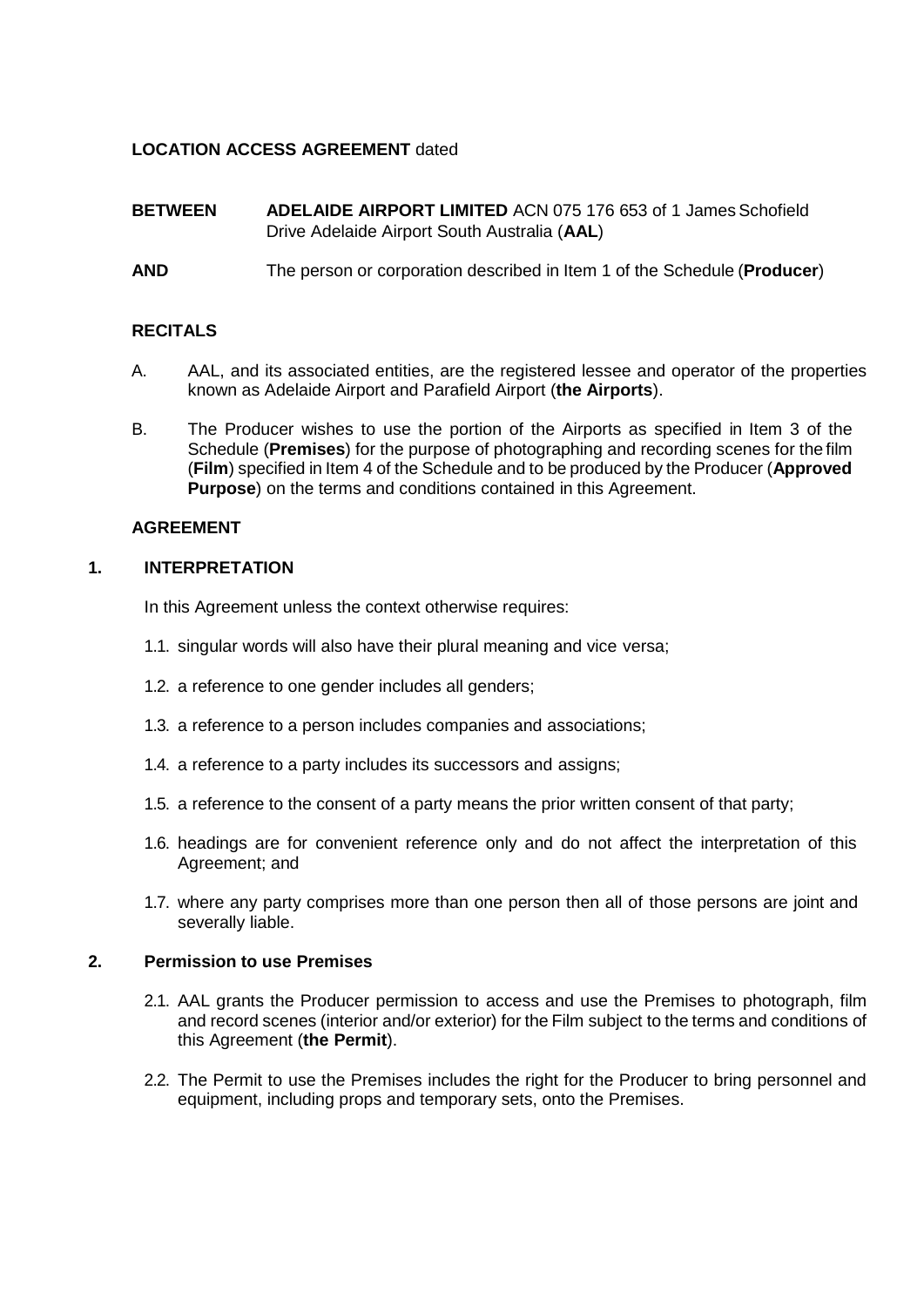**LOCATION ACCESS AGREEMENT** dated

**BETWEEN** **ADELAIDE AIRPORT LIMITED** ACN 075 176 653 of 1 James Schofield Drive Adelaide Airport South Australia (**AAL**)

**AND** The person or corporation described in Item 1 of the Schedule (**Producer**)

## RECITALS

A. AAL, and its associated entities, are the registered lessee and operator of the properties known as Adelaide Airport and Parafield Airport (**the Airports**).

B. The Producer wishes to use the portion of the Airports as specified in Item 3 of the Schedule (**Premises**) for the purpose of photographing and recording scenes for the film (**Film**) specified in Item 4 of the Schedule and to be produced by the Producer (**Approved Purpose**) on the terms and conditions contained in this Agreement.

## AGREEMENT

## 1. INTERPRETATION

In this Agreement unless the context otherwise requires:

1.1. singular words will also have their plural meaning and vice versa;

1.2. a reference to one gender includes all genders;

1.3. a reference to a person includes companies and associations;

1.4. a reference to a party includes its successors and assigns;

1.5. a reference to the consent of a party means the prior written consent of that party;

1.6. headings are for convenient reference only and do not affect the interpretation of this Agreement; and

1.7. where any party comprises more than one person then all of those persons are joint and severally liable.

## 2. Permission to use Premises

2.1. AAL grants the Producer permission to access and use the Premises to photograph, film and record scenes (interior and/or exterior) for the Film subject to the terms and conditions of this Agreement (**the Permit**).

2.2. The Permit to use the Premises includes the right for the Producer to bring personnel and equipment, including props and temporary sets, onto the Premises.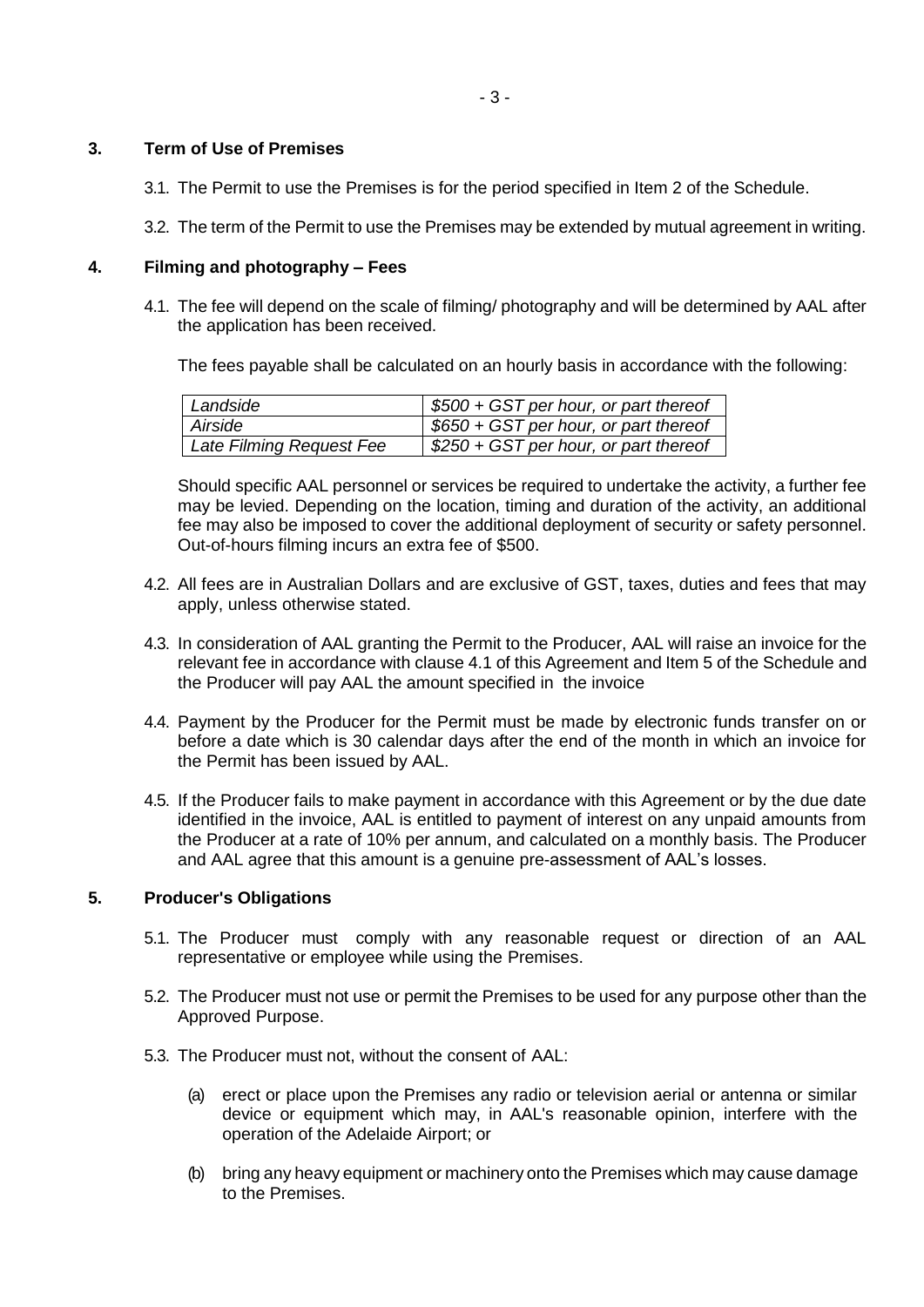## 3. Term of Use of Premises

3.1. The Permit to use the Premises is for the period specified in Item 2 of the Schedule.

3.2. The term of the Permit to use the Premises may be extended by mutual agreement in writing.

## 4. Filming and photography – Fees

4.1. The fee will depend on the scale of filming/ photography and will be determined by AAL after the application has been received.

The fees payable shall be calculated on an hourly basis in accordance with the following:

| | |
|---|---|
| *Landside* | *$500 + GST per hour, or part thereof* |
| *Airside* | *$650 + GST per hour, or part thereof* |
| *Late Filming Request Fee* | *$250 + GST per hour, or part thereof* |

Should specific AAL personnel or services be required to undertake the activity, a further fee may be levied. Depending on the location, timing and duration of the activity, an additional fee may also be imposed to cover the additional deployment of security or safety personnel. Out-of-hours filming incurs an extra fee of $500.

4.2. All fees are in Australian Dollars and are exclusive of GST, taxes, duties and fees that may apply, unless otherwise stated.

4.3. In consideration of AAL granting the Permit to the Producer, AAL will raise an invoice for the relevant fee in accordance with clause 4.1 of this Agreement and Item 5 of the Schedule and the Producer will pay AAL the amount specified in the invoice

4.4. Payment by the Producer for the Permit must be made by electronic funds transfer on or before a date which is 30 calendar days after the end of the month in which an invoice for the Permit has been issued by AAL.

4.5. If the Producer fails to make payment in accordance with this Agreement or by the due date identified in the invoice, AAL is entitled to payment of interest on any unpaid amounts from the Producer at a rate of 10% per annum, and calculated on a monthly basis. The Producer and AAL agree that this amount is a genuine pre-assessment of AAL's losses.

## 5. Producer's Obligations

5.1. The Producer must comply with any reasonable request or direction of an AAL representative or employee while using the Premises.

5.2. The Producer must not use or permit the Premises to be used for any purpose other than the Approved Purpose.

5.3. The Producer must not, without the consent of AAL:

(a) erect or place upon the Premises any radio or television aerial or antenna or similar device or equipment which may, in AAL's reasonable opinion, interfere with the operation of the Adelaide Airport; or

(b) bring any heavy equipment or machinery onto the Premises which may cause damage to the Premises.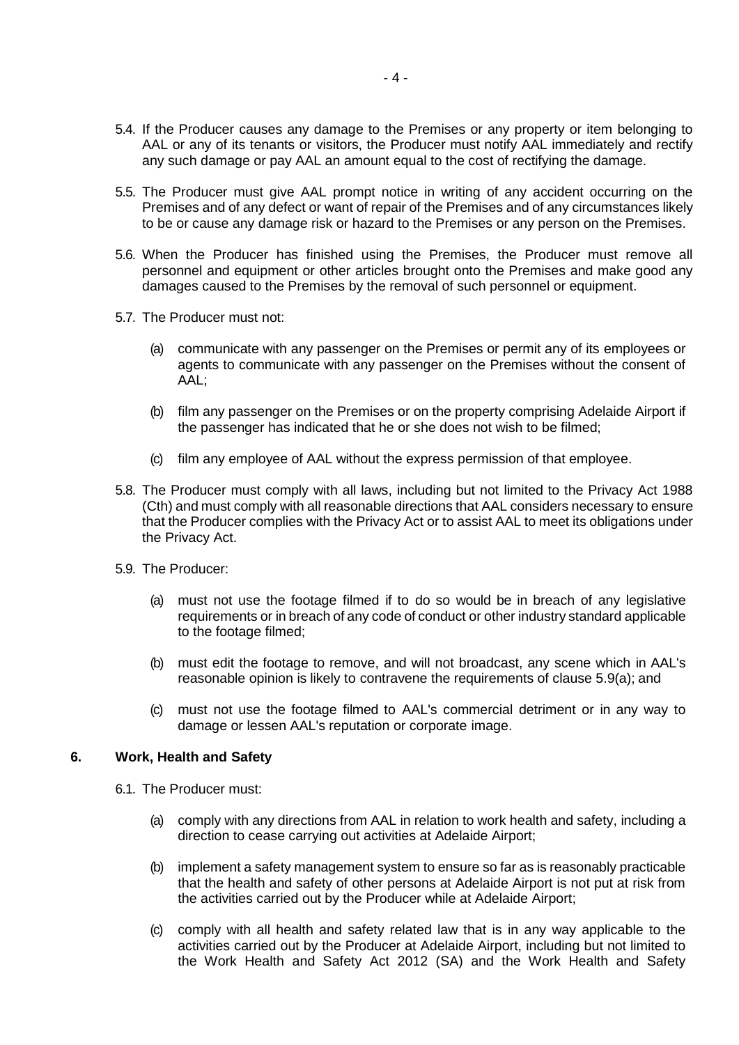5.4. If the Producer causes any damage to the Premises or any property or item belonging to AAL or any of its tenants or visitors, the Producer must notify AAL immediately and rectify any such damage or pay AAL an amount equal to the cost of rectifying the damage.

5.5. The Producer must give AAL prompt notice in writing of any accident occurring on the Premises and of any defect or want of repair of the Premises and of any circumstances likely to be or cause any damage risk or hazard to the Premises or any person on the Premises.

5.6. When the Producer has finished using the Premises, the Producer must remove all personnel and equipment or other articles brought onto the Premises and make good any damages caused to the Premises by the removal of such personnel or equipment.

5.7. The Producer must not:

(a) communicate with any passenger on the Premises or permit any of its employees or agents to communicate with any passenger on the Premises without the consent of AAL;

(b) film any passenger on the Premises or on the property comprising Adelaide Airport if the passenger has indicated that he or she does not wish to be filmed;

(c) film any employee of AAL without the express permission of that employee.

5.8. The Producer must comply with all laws, including but not limited to the Privacy Act 1988 (Cth) and must comply with all reasonable directions that AAL considers necessary to ensure that the Producer complies with the Privacy Act or to assist AAL to meet its obligations under the Privacy Act.

5.9. The Producer:

(a) must not use the footage filmed if to do so would be in breach of any legislative requirements or in breach of any code of conduct or other industry standard applicable to the footage filmed;

(b) must edit the footage to remove, and will not broadcast, any scene which in AAL's reasonable opinion is likely to contravene the requirements of clause 5.9(a); and

(c) must not use the footage filmed to AAL's commercial detriment or in any way to damage or lessen AAL's reputation or corporate image.

## 6. Work, Health and Safety

6.1. The Producer must:

(a) comply with any directions from AAL in relation to work health and safety, including a direction to cease carrying out activities at Adelaide Airport;

(b) implement a safety management system to ensure so far as is reasonably practicable that the health and safety of other persons at Adelaide Airport is not put at risk from the activities carried out by the Producer while at Adelaide Airport;

(c) comply with all health and safety related law that is in any way applicable to the activities carried out by the Producer at Adelaide Airport, including but not limited to the Work Health and Safety Act 2012 (SA) and the Work Health and Safety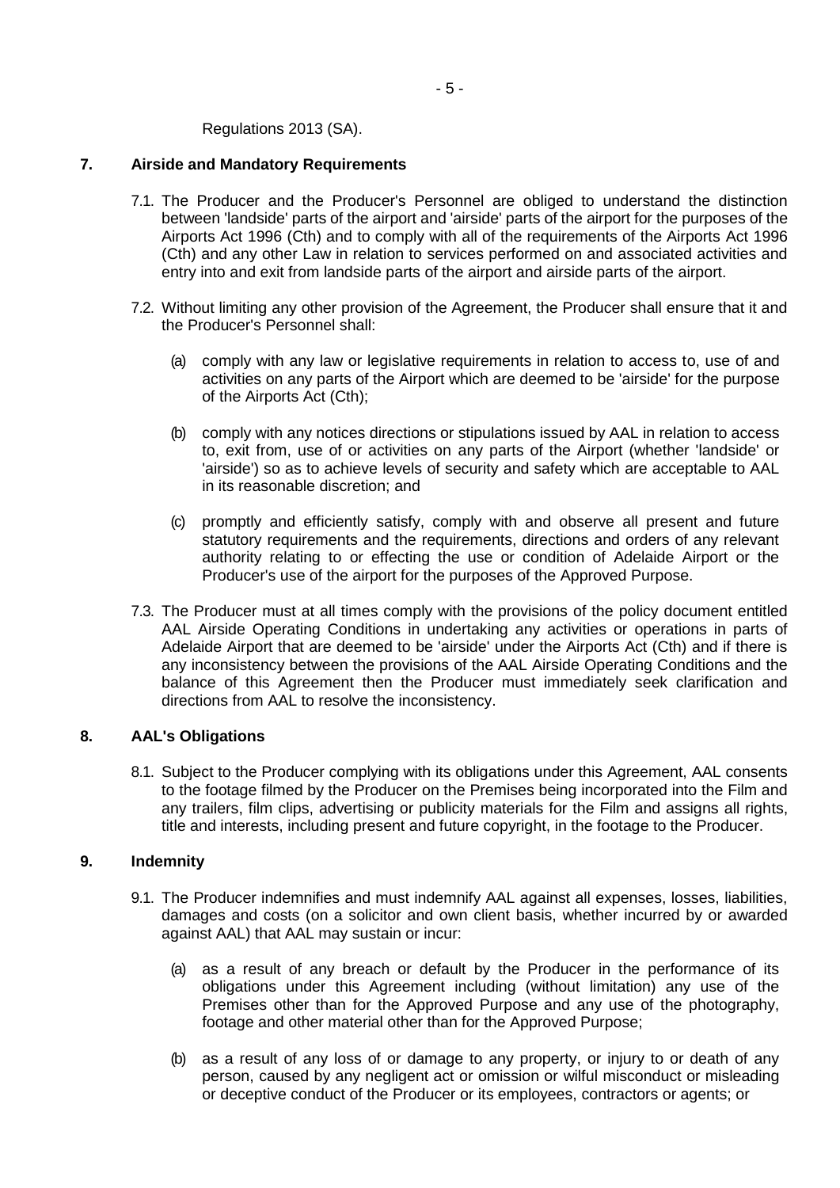Regulations 2013 (SA).

## 7. Airside and Mandatory Requirements

7.1. The Producer and the Producer's Personnel are obliged to understand the distinction between 'landside' parts of the airport and 'airside' parts of the airport for the purposes of the Airports Act 1996 (Cth) and to comply with all of the requirements of the Airports Act 1996 (Cth) and any other Law in relation to services performed on and associated activities and entry into and exit from landside parts of the airport and airside parts of the airport.

7.2. Without limiting any other provision of the Agreement, the Producer shall ensure that it and the Producer's Personnel shall:

(a) comply with any law or legislative requirements in relation to access to, use of and activities on any parts of the Airport which are deemed to be 'airside' for the purpose of the Airports Act (Cth);

(b) comply with any notices directions or stipulations issued by AAL in relation to access to, exit from, use of or activities on any parts of the Airport (whether 'landside' or 'airside') so as to achieve levels of security and safety which are acceptable to AAL in its reasonable discretion; and

(c) promptly and efficiently satisfy, comply with and observe all present and future statutory requirements and the requirements, directions and orders of any relevant authority relating to or effecting the use or condition of Adelaide Airport or the Producer's use of the airport for the purposes of the Approved Purpose.

7.3. The Producer must at all times comply with the provisions of the policy document entitled AAL Airside Operating Conditions in undertaking any activities or operations in parts of Adelaide Airport that are deemed to be 'airside' under the Airports Act (Cth) and if there is any inconsistency between the provisions of the AAL Airside Operating Conditions and the balance of this Agreement then the Producer must immediately seek clarification and directions from AAL to resolve the inconsistency.

## 8. AAL's Obligations

8.1. Subject to the Producer complying with its obligations under this Agreement, AAL consents to the footage filmed by the Producer on the Premises being incorporated into the Film and any trailers, film clips, advertising or publicity materials for the Film and assigns all rights, title and interests, including present and future copyright, in the footage to the Producer.

## 9. Indemnity

9.1. The Producer indemnifies and must indemnify AAL against all expenses, losses, liabilities, damages and costs (on a solicitor and own client basis, whether incurred by or awarded against AAL) that AAL may sustain or incur:

(a) as a result of any breach or default by the Producer in the performance of its obligations under this Agreement including (without limitation) any use of the Premises other than for the Approved Purpose and any use of the photography, footage and other material other than for the Approved Purpose;

(b) as a result of any loss of or damage to any property, or injury to or death of any person, caused by any negligent act or omission or wilful misconduct or misleading or deceptive conduct of the Producer or its employees, contractors or agents; or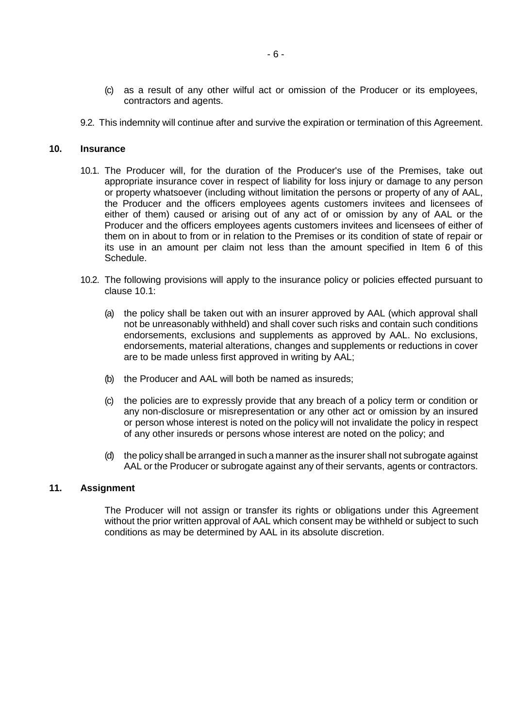(c) as a result of any other wilful act or omission of the Producer or its employees, contractors and agents.

9.2. This indemnity will continue after and survive the expiration or termination of this Agreement.

**10. Insurance**

10.1. The Producer will, for the duration of the Producer's use of the Premises, take out appropriate insurance cover in respect of liability for loss injury or damage to any person or property whatsoever (including without limitation the persons or property of any of AAL, the Producer and the officers employees agents customers invitees and licensees of either of them) caused or arising out of any act of or omission by any of AAL or the Producer and the officers employees agents customers invitees and licensees of either of them on in about to from or in relation to the Premises or its condition of state of repair or its use in an amount per claim not less than the amount specified in Item 6 of this Schedule.

10.2. The following provisions will apply to the insurance policy or policies effected pursuant to clause 10.1:

(a) the policy shall be taken out with an insurer approved by AAL (which approval shall not be unreasonably withheld) and shall cover such risks and contain such conditions endorsements, exclusions and supplements as approved by AAL. No exclusions, endorsements, material alterations, changes and supplements or reductions in cover are to be made unless first approved in writing by AAL;

(b) the Producer and AAL will both be named as insureds;

(c) the policies are to expressly provide that any breach of a policy term or condition or any non-disclosure or misrepresentation or any other act or omission by an insured or person whose interest is noted on the policy will not invalidate the policy in respect of any other insureds or persons whose interest are noted on the policy; and

(d) the policy shall be arranged in such a manner as the insurer shall not subrogate against AAL or the Producer or subrogate against any of their servants, agents or contractors.

**11. Assignment**

The Producer will not assign or transfer its rights or obligations under this Agreement without the prior written approval of AAL which consent may be withheld or subject to such conditions as may be determined by AAL in its absolute discretion.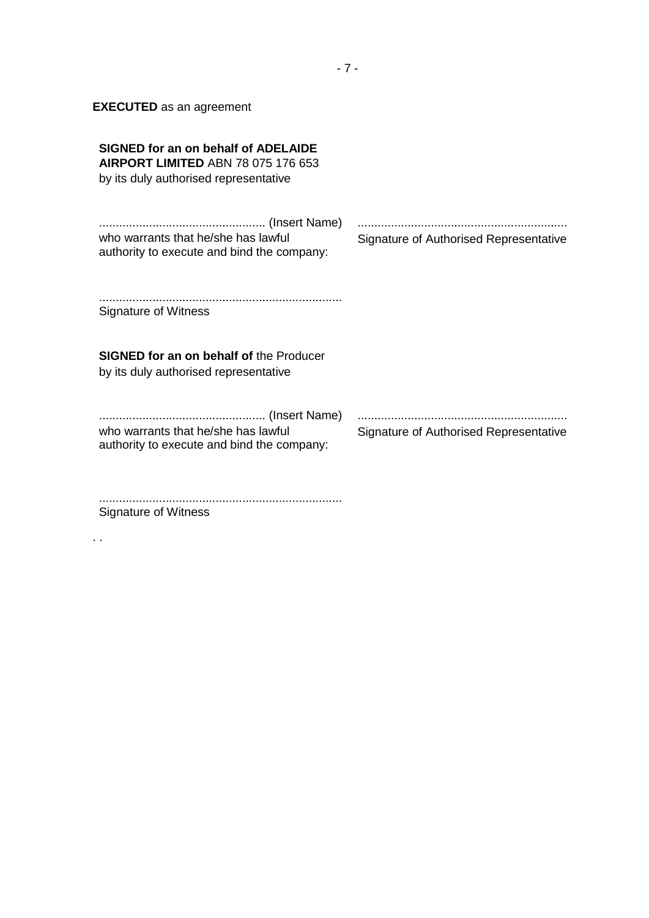**EXECUTED** as an agreement

**SIGNED for an on behalf of ADELAIDE AIRPORT LIMITED** ABN 78 075 176 653
by its duly authorised representative

.................................................. (Insert Name)
who warrants that he/she has lawful authority to execute and bind the company:

...............................................................
Signature of Authorised Representative

.........................................................................
Signature of Witness

**SIGNED for an on behalf of** the Producer
by its duly authorised representative

.................................................. (Insert Name)
who warrants that he/she has lawful authority to execute and bind the company:

...............................................................
Signature of Authorised Representative

.........................................................................
Signature of Witness

. .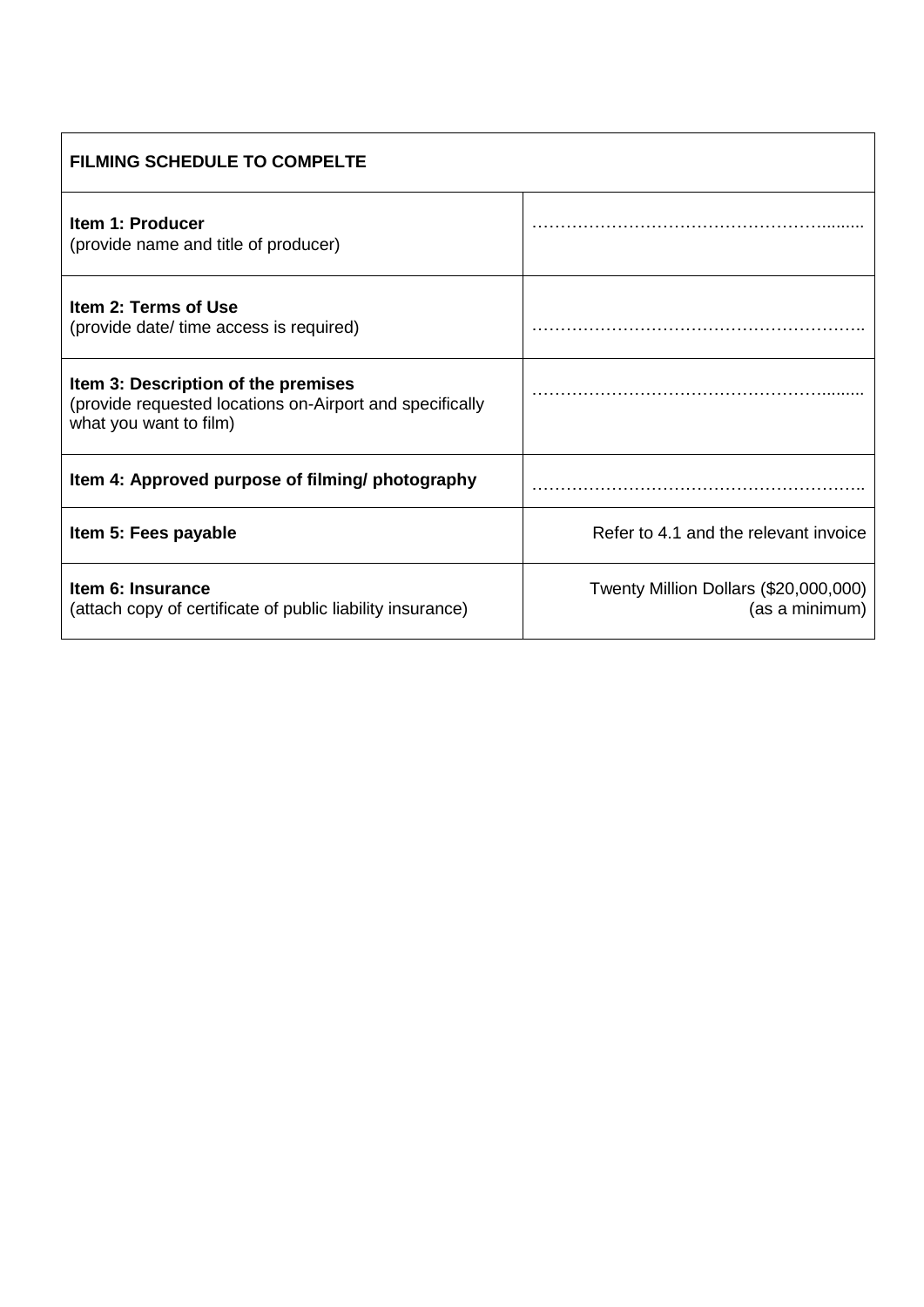| FILMING SCHEDULE TO COMPELTE | |
|---|---|
| **Item 1: Producer**<br>(provide name and title of producer) | ………………………………………………......... |
| **Item 2: Terms of Use**<br>(provide date/ time access is required) | ……………………………………………….. |
| **Item 3: Description of the premises**<br>(provide requested locations on-Airport and specifically what you want to film) | ………………………………………………......... |
| **Item 4: Approved purpose of filming/ photography** | ……………………………………………….. |
| **Item 5: Fees payable** | Refer to 4.1 and the relevant invoice |
| **Item 6: Insurance**<br>(attach copy of certificate of public liability insurance) | Twenty Million Dollars ($20,000,000) (as a minimum) |